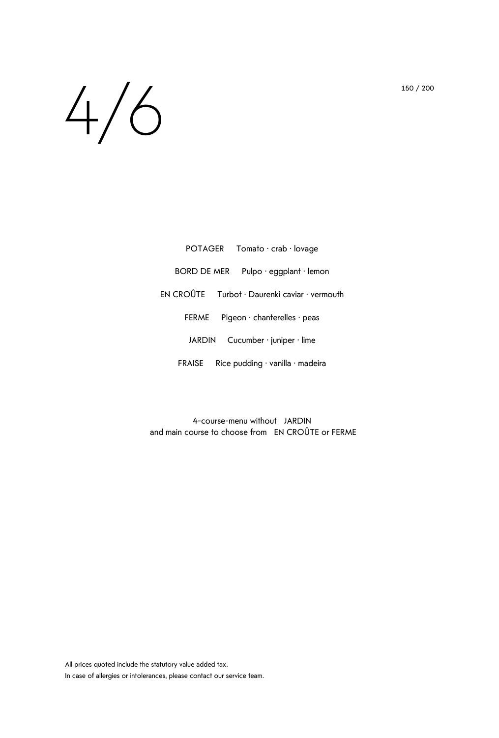# 4/6

150 / 200

POTAGER Tomato · crab · lovage

BORD DE MER Pulpo · eggplant · lemon

EN CROÛTE Turbot · Daurenki caviar · vermouth

FERME Pigeon · chanterelles · peas

JARDIN Cucumber · juniper · lime

FRAISE Rice pudding · vanilla · madeira

4-course-menu without JARDIN
and main course to choose from EN CROÛTE or FERME

All prices quoted include the statutory value added tax.
In case of allergies or intolerances, please contact our service team.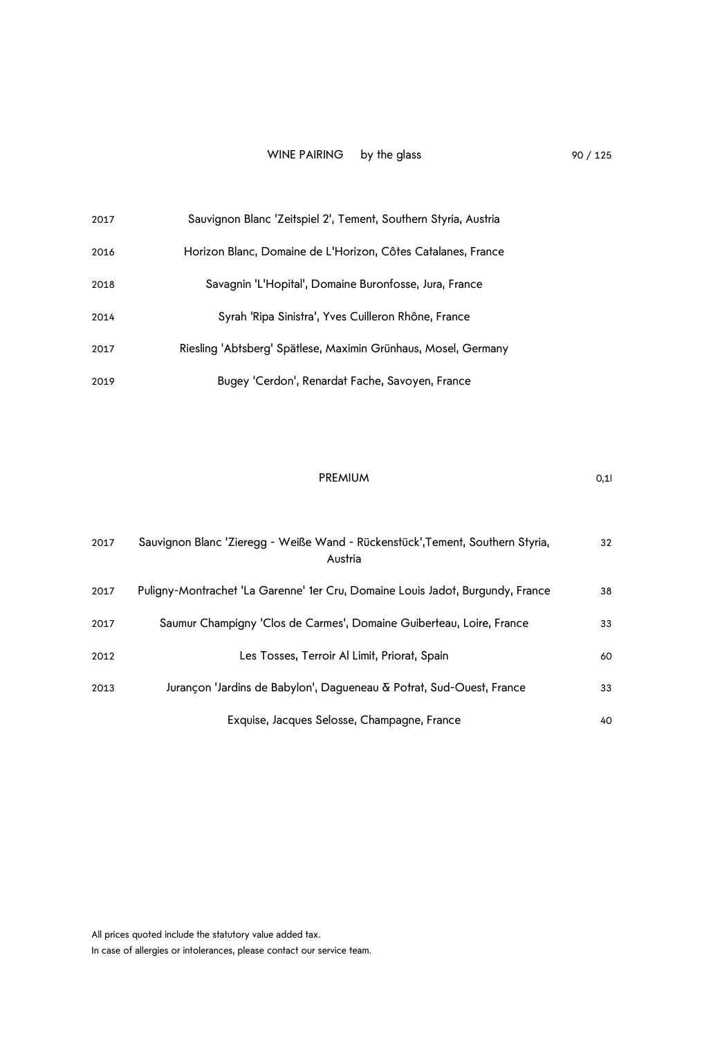## WINE PAIRING by the glass 90 / 125

| | |
|---|---|
| 2017 | Sauvignon Blanc 'Zeitspiel 2', Tement, Southern Styria, Austria |
| 2016 | Horizon Blanc, Domaine de L'Horizon, Côtes Catalanes, France |
| 2018 | Savagnin 'L'Hopital', Domaine Buronfosse, Jura, France |
| 2014 | Syrah 'Ripa Sinistra', Yves Cuilleron Rhône, France |
| 2017 | Riesling 'Abtsberg' Spätlese, Maximin Grünhaus, Mosel, Germany |
| 2019 | Bugey 'Cerdon', Renardat Fache, Savoyen, France |

## PREMIUM 0,1l

| | | |
|---|---|---|
| 2017 | Sauvignon Blanc 'Zieregg - Weiße Wand - Rückenstück',Tement, Southern Styria, Austria | 32 |
| 2017 | Puligny-Montrachet 'La Garenne' 1er Cru, Domaine Louis Jadot, Burgundy, France | 38 |
| 2017 | Saumur Champigny 'Clos de Carmes', Domaine Guiberteau, Loire, France | 33 |
| 2012 | Les Tosses, Terroir Al Limit, Priorat, Spain | 60 |
| 2013 | Jurançon 'Jardins de Babylon', Dagueneau & Potrat, Sud-Ouest, France | 33 |
| | Exquise, Jacques Selosse, Champagne, France | 40 |

All prices quoted include the statutory value added tax.

In case of allergies or intolerances, please contact our service team.